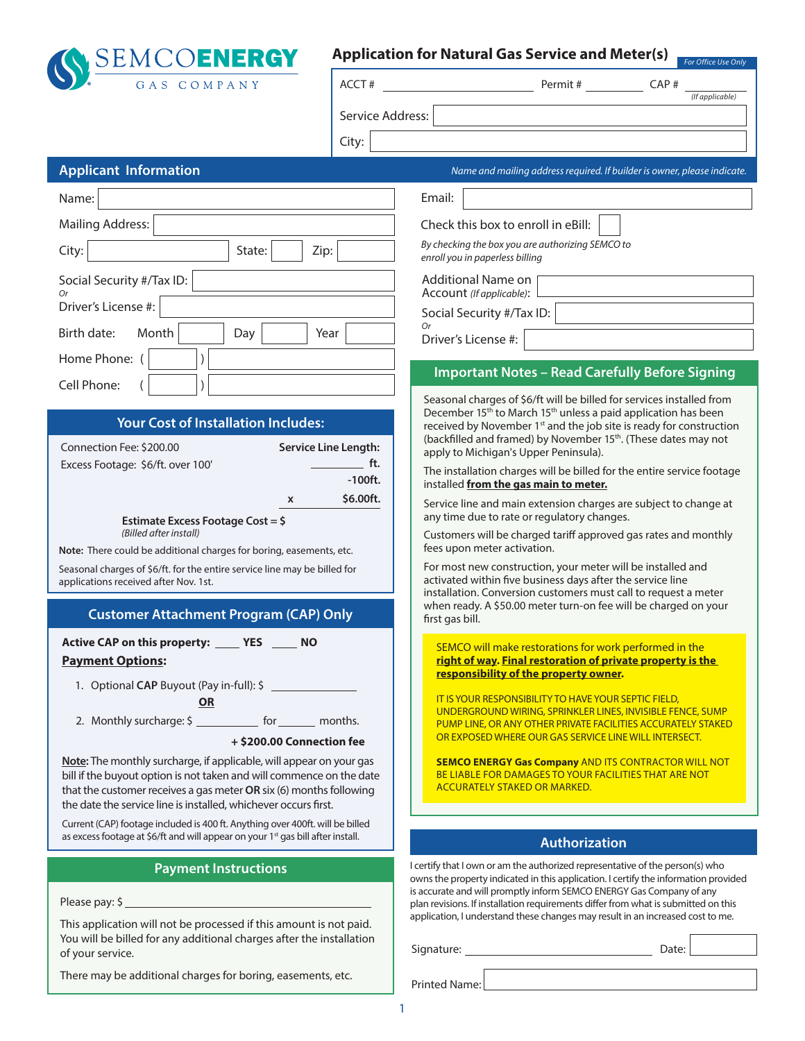SEMCO ENERGY GAS COMPANY

# Application for Natural Gas Service and Meter(s)

*For Office Use Only*

ACCT # ______________________ Permit # ____________ CAP # ____________ *(If applicable)*

Service Address: ______________________

City: ______________________

## Applicant Information

*Name and mailing address required. If builder is owner, please indicate.*

Name: ______________________

Mailing Address: ______________________

City: ____________ State: ______ Zip: ______

Social Security #/Tax ID: ______________________

*Or*

Driver's License #: ______________________

Birth date: Month ______ Day ______ Year ______

Home Phone: ( ______ ) ______________________

Cell Phone: ( ______ ) ______________________

Email: ______________________

Check this box to enroll in eBill: ☐

*By checking the box you are authorizing SEMCO to enroll you in paperless billing*

Additional Name on Account *(If applicable)*: ______________________

Social Security #/Tax ID: ______________________

*Or*

Driver's License #: ______________________

## Your Cost of Installation Includes:

Connection Fee: $200.00

Excess Footage: $6/ft. over 100'

**Service Line Length:**

| | |
|---|---|
| | **________ ft.** |
| | **-100ft.** |
| **x** | **$6.00ft.** |

**Estimate Excess Footage Cost = $**
*(Billed after install)*

**Note:** There could be additional charges for boring, easements, etc.

Seasonal charges of $6/ft. for the entire service line may be billed for applications received after Nov. 1st.

## Customer Attachment Program (CAP) Only

**Active CAP on this property:** ____ **YES** ____ **NO**

**Payment Options:**

1. Optional **CAP** Buyout (Pay in-full): $ ______________

   **OR**

2. Monthly surcharge: $ ____________ for ______ months.

   **+ $200.00 Connection fee**

**Note:** The monthly surcharge, if applicable, will appear on your gas bill if the buyout option is not taken and will commence on the date that the customer receives a gas meter **OR** six (6) months following the date the service line is installed, whichever occurs first.

Current (CAP) footage included is 400 ft. Anything over 400ft. will be billed as excess footage at $6/ft and will appear on your 1st gas bill after install.

## Payment Instructions

Please pay: $ ______________________

This application will not be processed if this amount is not paid. You will be billed for any additional charges after the installation of your service.

There may be additional charges for boring, easements, etc.

## Important Notes – Read Carefully Before Signing

Seasonal charges of $6/ft will be billed for services installed from December 15th to March 15th unless a paid application has been received by November 1st and the job site is ready for construction (backfilled and framed) by November 15th. (These dates may not apply to Michigan's Upper Peninsula).

The installation charges will be billed for the entire service footage installed **from the gas main to meter.**

Service line and main extension charges are subject to change at any time due to rate or regulatory changes.

Customers will be charged tariff approved gas rates and monthly fees upon meter activation.

For most new construction, your meter will be installed and activated within five business days after the service line installation. Conversion customers must call to request a meter when ready. A $50.00 meter turn-on fee will be charged on your first gas bill.

SEMCO will make restorations for work performed in the **right of way. Final restoration of private property is the responsibility of the property owner.**

IT IS YOUR RESPONSIBILITY TO HAVE YOUR SEPTIC FIELD, UNDERGROUND WIRING, SPRINKLER LINES, INVISIBLE FENCE, SUMP PUMP LINE, OR ANY OTHER PRIVATE FACILITIES ACCURATELY STAKED OR EXPOSED WHERE OUR GAS SERVICE LINE WILL INTERSECT.

**SEMCO ENERGY Gas Company** AND ITS CONTRACTOR WILL NOT BE LIABLE FOR DAMAGES TO YOUR FACILITIES THAT ARE NOT ACCURATELY STAKED OR MARKED.

## Authorization

I certify that I own or am the authorized representative of the person(s) who owns the property indicated in this application. I certify the information provided is accurate and will promptly inform SEMCO ENERGY Gas Company of any plan revisions. If installation requirements differ from what is submitted on this application, I understand these changes may result in an increased cost to me.

Signature: ______________________ Date: __________

Printed Name: ______________________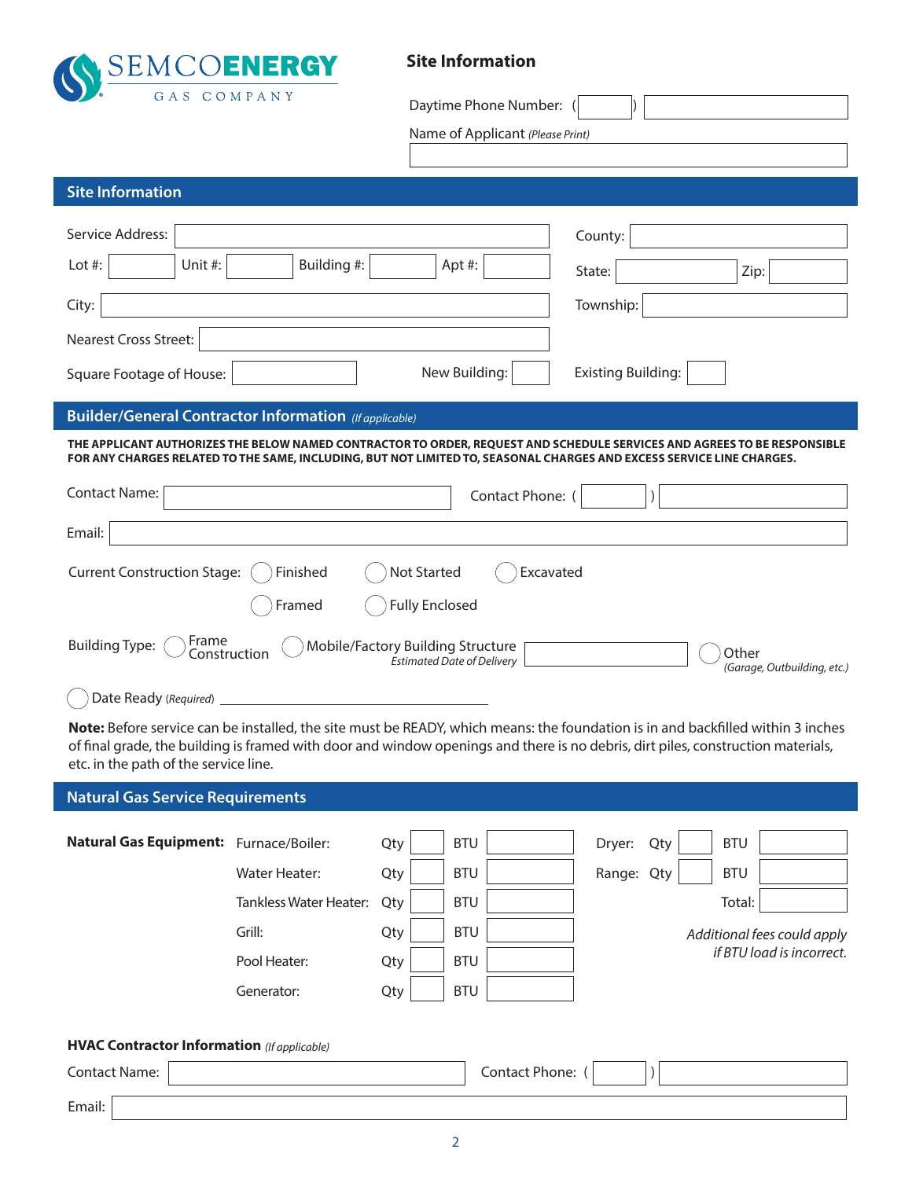SEMCO ENERGY GAS COMPANY

## Site Information

Daytime Phone Number: ( ) 

Name of Applicant *(Please Print)*

## Site Information

Service Address: 

County: 

Lot #: Unit #: Building #: Apt #: 

State: Zip: 

City: 

Township: 

Nearest Cross Street: 

Square Footage of House: New Building: Existing Building: 

## Builder/General Contractor Information *(If applicable)*

**THE APPLICANT AUTHORIZES THE BELOW NAMED CONTRACTOR TO ORDER, REQUEST AND SCHEDULE SERVICES AND AGREES TO BE RESPONSIBLE FOR ANY CHARGES RELATED TO THE SAME, INCLUDING, BUT NOT LIMITED TO, SEASONAL CHARGES AND EXCESS SERVICE LINE CHARGES.**

Contact Name: Contact Phone: ( ) 

Email: 

Current Construction Stage: ◯ Finished ◯ Not Started ◯ Excavated ◯ Framed ◯ Fully Enclosed

Building Type: ◯ Frame Construction ◯ Mobile/Factory Building Structure *Estimated Date of Delivery* ◯ Other *(Garage, Outbuilding, etc.)*

◯ Date Ready *(Required)* ______________________

**Note:** Before service can be installed, the site must be READY, which means: the foundation is in and backfilled within 3 inches of final grade, the building is framed with door and window openings and there is no debris, dirt piles, construction materials, etc. in the path of the service line.

## Natural Gas Service Requirements

**Natural Gas Equipment:**

| Equipment | Qty | BTU |
|---|---|---|
| Furnace/Boiler: | | |
| Water Heater: | | |
| Tankless Water Heater: | | |
| Grill: | | |
| Pool Heater: | | |
| Generator: | | |
| Dryer: | | |
| Range: | | |
| Total: | | |

*Additional fees could apply if BTU load is incorrect.*

### HVAC Contractor Information *(If applicable)*

Contact Name: Contact Phone: ( ) 

Email: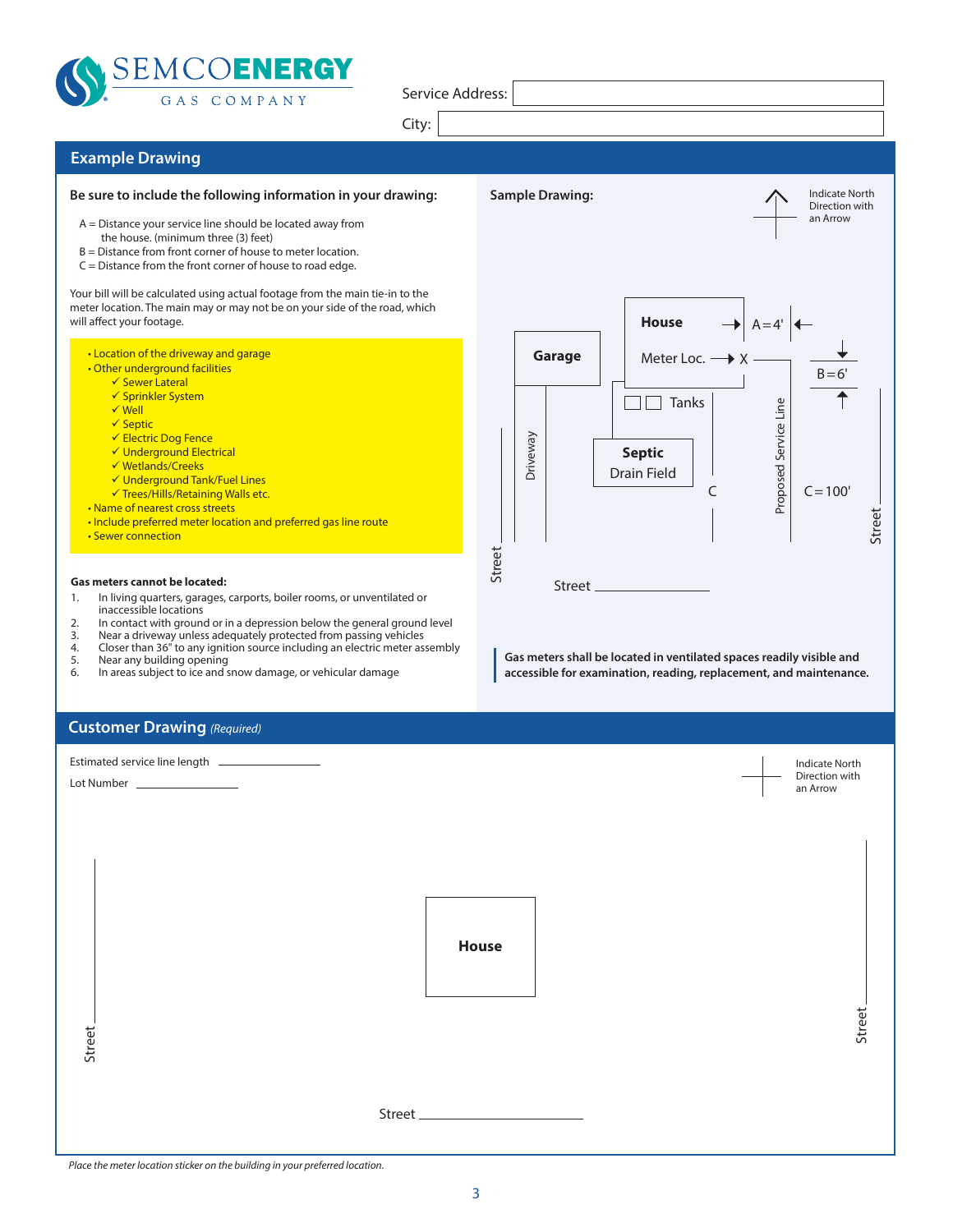SEMCO ENERGY
GAS COMPANY

Service Address:

City:

## Example Drawing

**Be sure to include the following information in your drawing:**

A = Distance your service line should be located away from the house. (minimum three (3) feet)
B = Distance from front corner of house to meter location.
C = Distance from the front corner of house to road edge.

Your bill will be calculated using actual footage from the main tie-in to the meter location. The main may or may not be on your side of the road, which will affect your footage.

- Location of the driveway and garage
- Other underground facilities
  - ✓ Sewer Lateral
  - ✓ Sprinkler System
  - ✓ Well
  - ✓ Septic
  - ✓ Electric Dog Fence
  - ✓ Underground Electrical
  - ✓ Wetlands/Creeks
  - ✓ Underground Tank/Fuel Lines
  - ✓ Trees/Hills/Retaining Walls etc.
- Name of nearest cross streets
- Include preferred meter location and preferred gas line route
- Sewer connection

**Gas meters cannot be located:**

1. In living quarters, garages, carports, boiler rooms, or unventilated or inaccessible locations
2. In contact with ground or in a depression below the general ground level
3. Near a driveway unless adequately protected from passing vehicles
4. Closer than 36" to any ignition source including an electric meter assembly
5. Near any building opening
6. In areas subject to ice and snow damage, or vehicular damage

**Sample Drawing:**

Indicate North Direction with an Arrow

House
Garage
Meter Loc. → X
A = 4'
B = 6'
Tanks
Septic
Drain Field
Driveway
C
Proposed Service Line
C = 100'
Street
Street
Street

**Gas meters shall be located in ventilated spaces readily visible and accessible for examination, reading, replacement, and maintenance.**

## Customer Drawing *(Required)*

Estimated service line length ______________

Lot Number ______________

Indicate North Direction with an Arrow

House

Street
Street
Street ______________

*Place the meter location sticker on the building in your preferred location.*